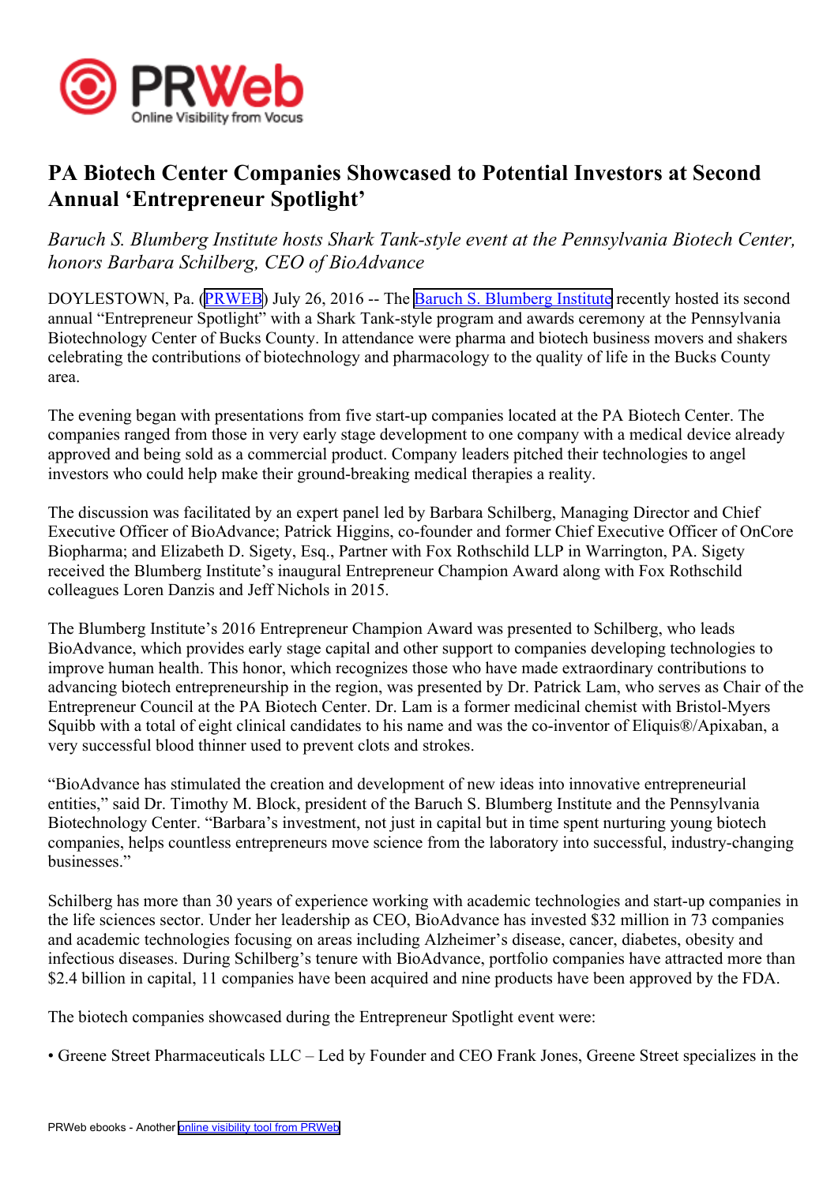# PA Biotech Center Companies Showcased to Potential Investors at Second Annual 'Entrepreneur Spotlight'

*Baruch S. Blumberg Institute hosts Shark Tank-style event at the Pennsylvania Biotech Center, honors Barbara Schilberg, CEO of BioAdvance*

DOYLESTOWN, Pa. (PRWEB) July 26, 2016 -- The Baruch S. Blumberg Institute recently hosted its second annual "Entrepreneur Spotlight" with a Shark Tank-style program and awards ceremony at the Pennsylvania Biotechnology Center of Bucks County. In attendance were pharma and biotech business movers and shakers celebrating the contributions of biotechnology and pharmacology to the quality of life in the Bucks County area.

The evening began with presentations from five start-up companies located at the PA Biotech Center. The companies ranged from those in very early stage development to one company with a medical device already approved and being sold as a commercial product. Company leaders pitched their technologies to angel investors who could help make their ground-breaking medical therapies a reality.

The discussion was facilitated by an expert panel led by Barbara Schilberg, Managing Director and Chief Executive Officer of BioAdvance; Patrick Higgins, co-founder and former Chief Executive Officer of OnCore Biopharma; and Elizabeth D. Sigety, Esq., Partner with Fox Rothschild LLP in Warrington, PA. Sigety received the Blumberg Institute's inaugural Entrepreneur Champion Award along with Fox Rothschild colleagues Loren Danzis and Jeff Nichols in 2015.

The Blumberg Institute's 2016 Entrepreneur Champion Award was presented to Schilberg, who leads BioAdvance, which provides early stage capital and other support to companies developing technologies to improve human health. This honor, which recognizes those who have made extraordinary contributions to advancing biotech entrepreneurship in the region, was presented by Dr. Patrick Lam, who serves as Chair of the Entrepreneur Council at the PA Biotech Center. Dr. Lam is a former medicinal chemist with Bristol-Myers Squibb with a total of eight clinical candidates to his name and was the co-inventor of Eliquis®/Apixaban, a very successful blood thinner used to prevent clots and strokes.

"BioAdvance has stimulated the creation and development of new ideas into innovative entrepreneurial entities," said Dr. Timothy M. Block, president of the Baruch S. Blumberg Institute and the Pennsylvania Biotechnology Center. "Barbara's investment, not just in capital but in time spent nurturing young biotech companies, helps countless entrepreneurs move science from the laboratory into successful, industry-changing businesses."

Schilberg has more than 30 years of experience working with academic technologies and start-up companies in the life sciences sector. Under her leadership as CEO, BioAdvance has invested $32 million in 73 companies and academic technologies focusing on areas including Alzheimer's disease, cancer, diabetes, obesity and infectious diseases. During Schilberg's tenure with BioAdvance, portfolio companies have attracted more than $2.4 billion in capital, 11 companies have been acquired and nine products have been approved by the FDA.

The biotech companies showcased during the Entrepreneur Spotlight event were:

• Greene Street Pharmaceuticals LLC – Led by Founder and CEO Frank Jones, Greene Street specializes in the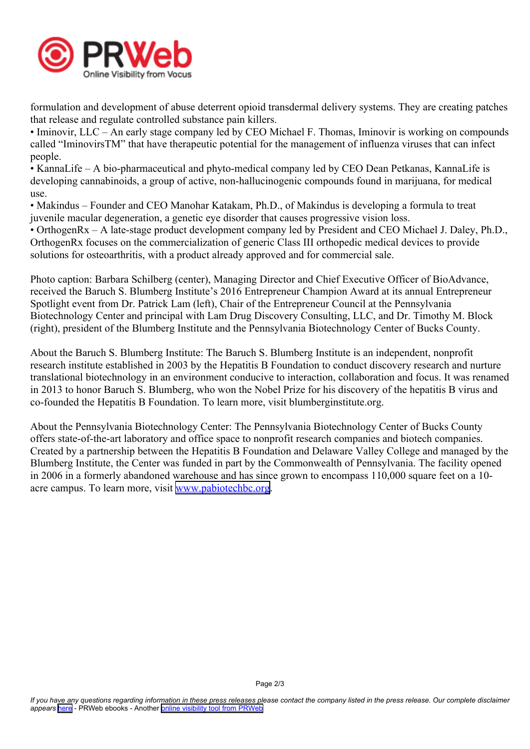formulation and development of abuse deterrent opioid transdermal delivery systems. They are creating patches that release and regulate controlled substance pain killers.

• Iminovir, LLC – An early stage company led by CEO Michael F. Thomas, Iminovir is working on compounds called "IminovirsTM" that have therapeutic potential for the management of influenza viruses that can infect people.

• KannaLife – A bio-pharmaceutical and phyto-medical company led by CEO Dean Petkanas, KannaLife is developing cannabinoids, a group of active, non-hallucinogenic compounds found in marijuana, for medical use.

• Makindus – Founder and CEO Manohar Katakam, Ph.D., of Makindus is developing a formula to treat juvenile macular degeneration, a genetic eye disorder that causes progressive vision loss.

• OrthogenRx – A late-stage product development company led by President and CEO Michael J. Daley, Ph.D., OrthogenRx focuses on the commercialization of generic Class III orthopedic medical devices to provide solutions for osteoarthritis, with a product already approved and for commercial sale.

Photo caption: Barbara Schilberg (center), Managing Director and Chief Executive Officer of BioAdvance, received the Baruch S. Blumberg Institute's 2016 Entrepreneur Champion Award at its annual Entrepreneur Spotlight event from Dr. Patrick Lam (left), Chair of the Entrepreneur Council at the Pennsylvania Biotechnology Center and principal with Lam Drug Discovery Consulting, LLC, and Dr. Timothy M. Block (right), president of the Blumberg Institute and the Pennsylvania Biotechnology Center of Bucks County.

About the Baruch S. Blumberg Institute: The Baruch S. Blumberg Institute is an independent, nonprofit research institute established in 2003 by the Hepatitis B Foundation to conduct discovery research and nurture translational biotechnology in an environment conducive to interaction, collaboration and focus. It was renamed in 2013 to honor Baruch S. Blumberg, who won the Nobel Prize for his discovery of the hepatitis B virus and co-founded the Hepatitis B Foundation. To learn more, visit blumberginstitute.org.

About the Pennsylvania Biotechnology Center: The Pennsylvania Biotechnology Center of Bucks County offers state-of-the-art laboratory and office space to nonprofit research companies and biotech companies. Created by a partnership between the Hepatitis B Foundation and Delaware Valley College and managed by the Blumberg Institute, the Center was funded in part by the Commonwealth of Pennsylvania. The facility opened in 2006 in a formerly abandoned warehouse and has since grown to encompass 110,000 square feet on a 10-acre campus. To learn more, visit [www.pabiotechbc.org](http://www.pabiotechbc.org).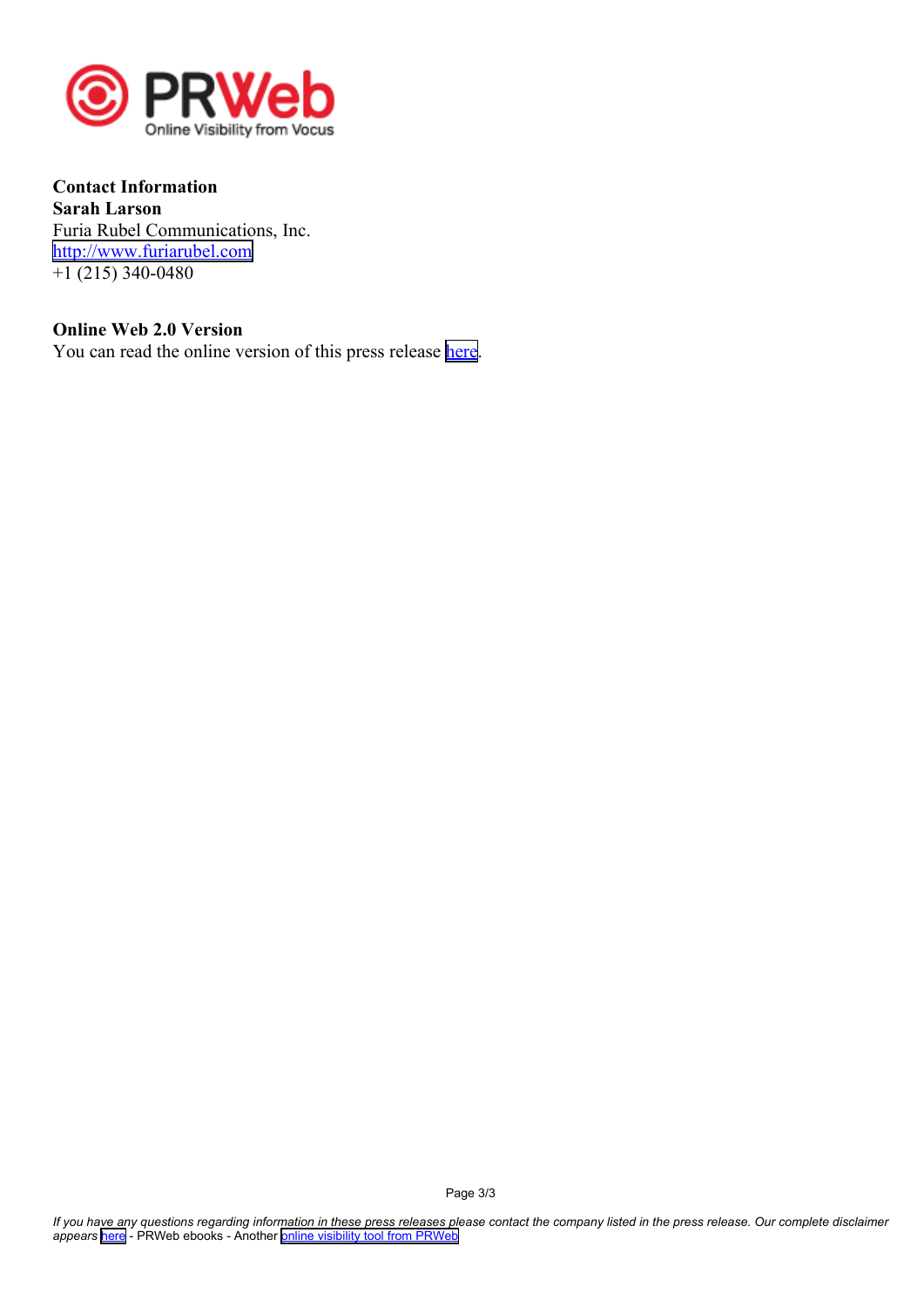**Contact Information**
**Sarah Larson**
Furia Rubel Communications, Inc.
http://www.furiarubel.com
+1 (215) 340-0480

**Online Web 2.0 Version**
You can read the online version of this press release here.

*If you have any questions regarding information in these press releases please contact the company listed in the press release. Our complete disclaimer appears here* - PRWeb ebooks - Another online visibility tool from PRWeb